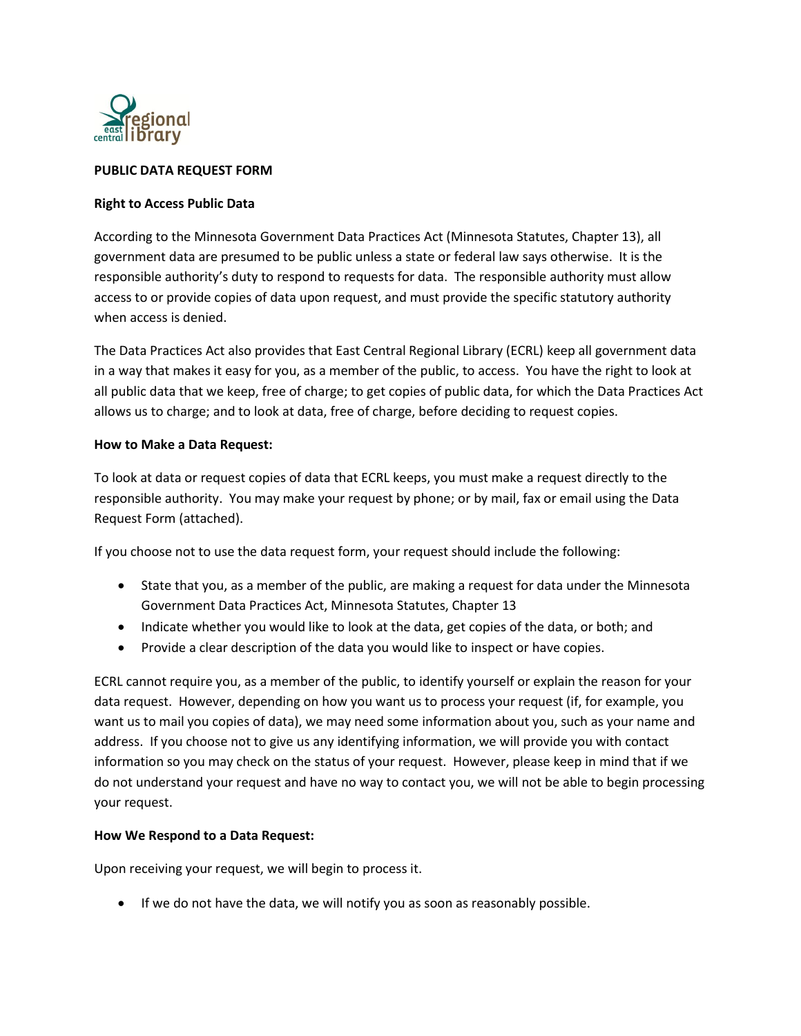**PUBLIC DATA REQUEST FORM**

**Right to Access Public Data**

According to the Minnesota Government Data Practices Act (Minnesota Statutes, Chapter 13), all government data are presumed to be public unless a state or federal law says otherwise. It is the responsible authority's duty to respond to requests for data. The responsible authority must allow access to or provide copies of data upon request, and must provide the specific statutory authority when access is denied.

The Data Practices Act also provides that East Central Regional Library (ECRL) keep all government data in a way that makes it easy for you, as a member of the public, to access. You have the right to look at all public data that we keep, free of charge; to get copies of public data, for which the Data Practices Act allows us to charge; and to look at data, free of charge, before deciding to request copies.

**How to Make a Data Request:**

To look at data or request copies of data that ECRL keeps, you must make a request directly to the responsible authority. You may make your request by phone; or by mail, fax or email using the Data Request Form (attached).

If you choose not to use the data request form, your request should include the following:

- State that you, as a member of the public, are making a request for data under the Minnesota Government Data Practices Act, Minnesota Statutes, Chapter 13
- Indicate whether you would like to look at the data, get copies of the data, or both; and
- Provide a clear description of the data you would like to inspect or have copies.

ECRL cannot require you, as a member of the public, to identify yourself or explain the reason for your data request. However, depending on how you want us to process your request (if, for example, you want us to mail you copies of data), we may need some information about you, such as your name and address. If you choose not to give us any identifying information, we will provide you with contact information so you may check on the status of your request. However, please keep in mind that if we do not understand your request and have no way to contact you, we will not be able to begin processing your request.

**How We Respond to a Data Request:**

Upon receiving your request, we will begin to process it.

- If we do not have the data, we will notify you as soon as reasonably possible.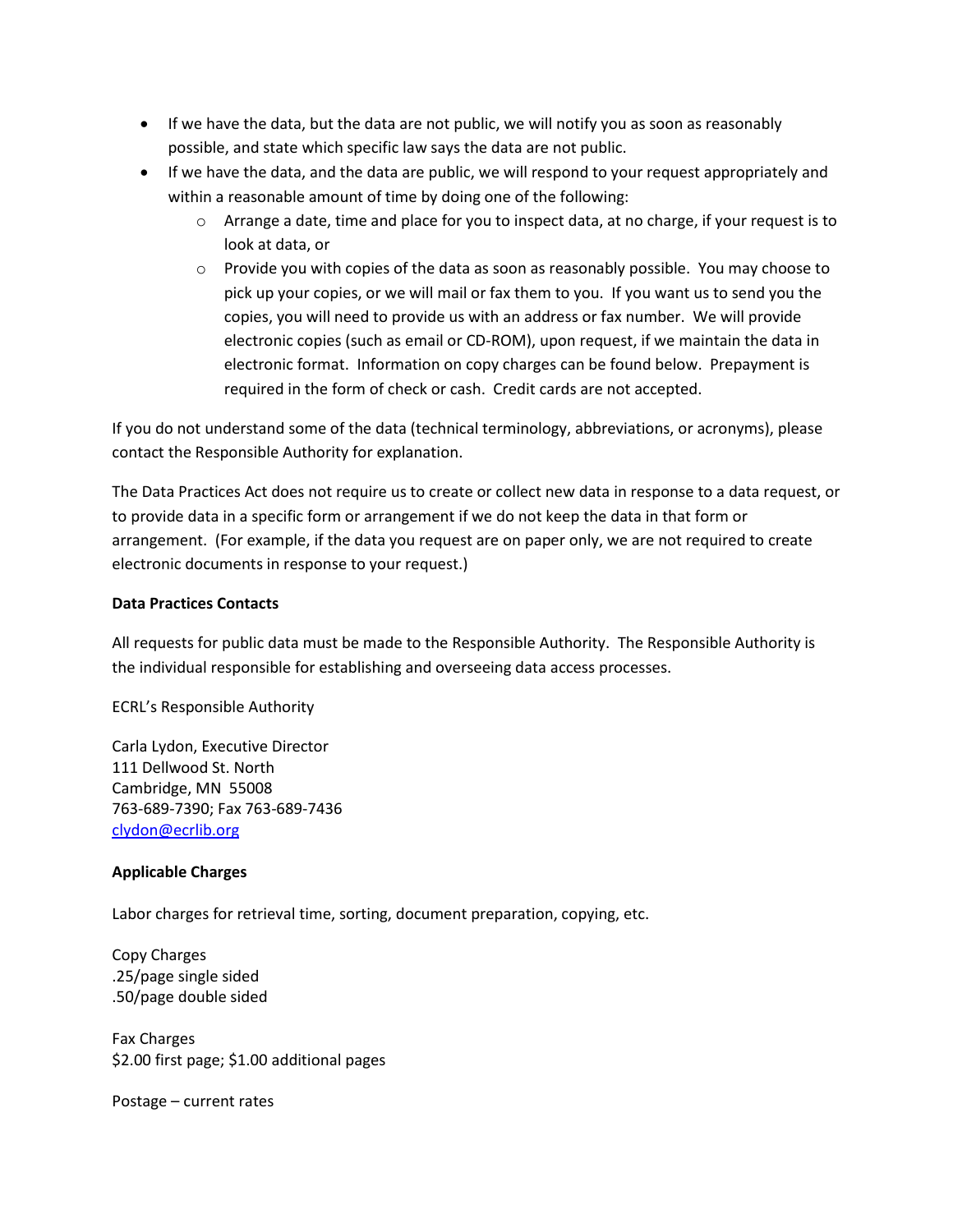- If we have the data, but the data are not public, we will notify you as soon as reasonably possible, and state which specific law says the data are not public.
- If we have the data, and the data are public, we will respond to your request appropriately and within a reasonable amount of time by doing one of the following:
  - Arrange a date, time and place for you to inspect data, at no charge, if your request is to look at data, or
  - Provide you with copies of the data as soon as reasonably possible. You may choose to pick up your copies, or we will mail or fax them to you. If you want us to send you the copies, you will need to provide us with an address or fax number. We will provide electronic copies (such as email or CD-ROM), upon request, if we maintain the data in electronic format. Information on copy charges can be found below. Prepayment is required in the form of check or cash. Credit cards are not accepted.

If you do not understand some of the data (technical terminology, abbreviations, or acronyms), please contact the Responsible Authority for explanation.

The Data Practices Act does not require us to create or collect new data in response to a data request, or to provide data in a specific form or arrangement if we do not keep the data in that form or arrangement. (For example, if the data you request are on paper only, we are not required to create electronic documents in response to your request.)

**Data Practices Contacts**

All requests for public data must be made to the Responsible Authority. The Responsible Authority is the individual responsible for establishing and overseeing data access processes.

ECRL's Responsible Authority

Carla Lydon, Executive Director
111 Dellwood St. North
Cambridge, MN 55008
763-689-7390; Fax 763-689-7436
clydon@ecrlib.org

**Applicable Charges**

Labor charges for retrieval time, sorting, document preparation, copying, etc.

Copy Charges
.25/page single sided
.50/page double sided

Fax Charges
$2.00 first page; $1.00 additional pages

Postage – current rates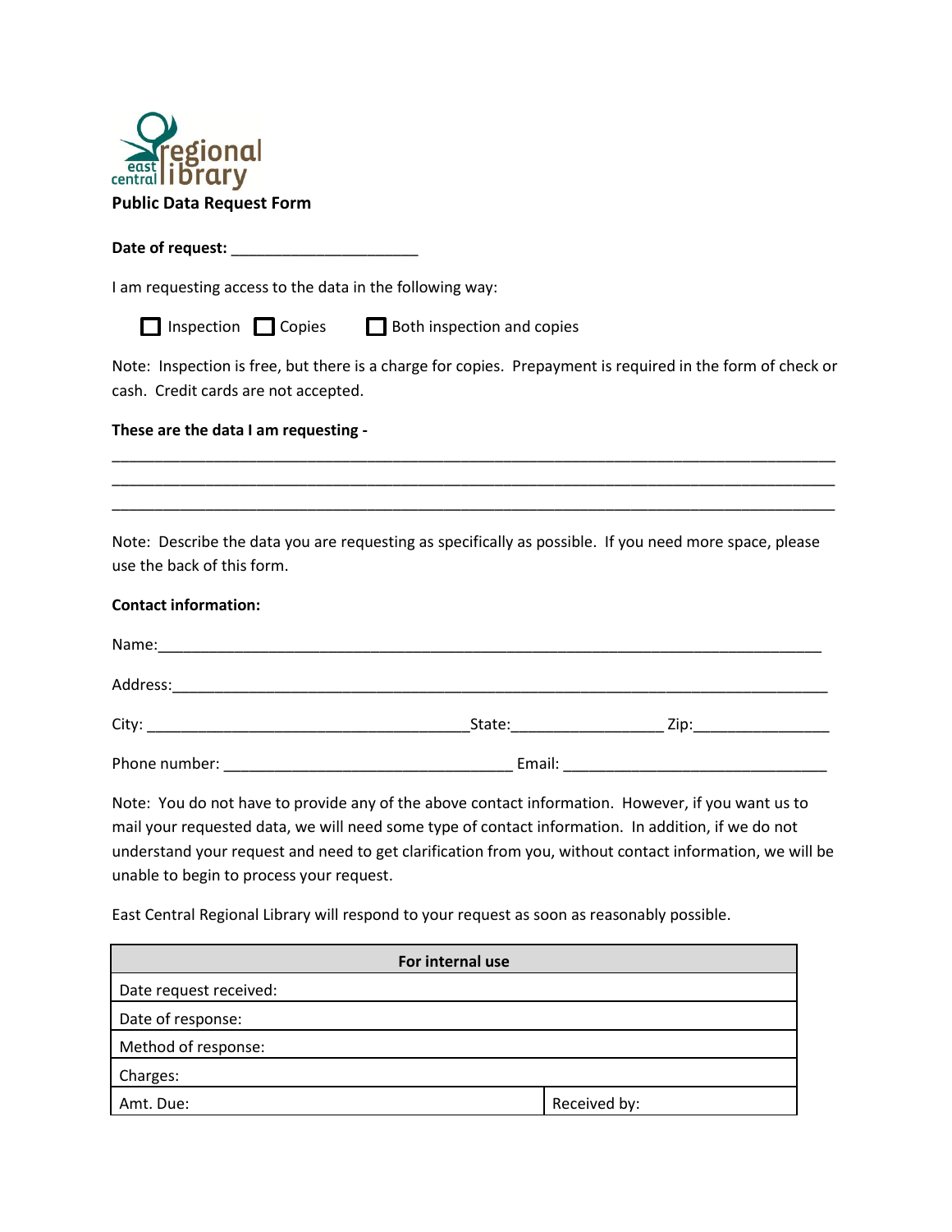east central regional library

**Public Data Request Form**

**Date of request:** ______________________

I am requesting access to the data in the following way:

☐ Inspection ☐ Copies ☐ Both inspection and copies

Note: Inspection is free, but there is a charge for copies. Prepayment is required in the form of check or cash. Credit cards are not accepted.

**These are the data I am requesting -**

________________________________________________________________________________________
________________________________________________________________________________________
________________________________________________________________________________________

Note: Describe the data you are requesting as specifically as possible. If you need more space, please use the back of this form.

**Contact information:**

Name:________________________________________________________________________________

Address:______________________________________________________________________________

City: ______________________________________State:__________________ Zip:________________

Phone number: ___________________________________ Email: ________________________________

Note: You do not have to provide any of the above contact information. However, if you want us to mail your requested data, we will need some type of contact information. In addition, if we do not understand your request and need to get clarification from you, without contact information, we will be unable to begin to process your request.

East Central Regional Library will respond to your request as soon as reasonably possible.

| For internal use | |
|---|---|
| Date request received: | |
| Date of response: | |
| Method of response: | |
| Charges: | |
| Amt. Due: | Received by: |